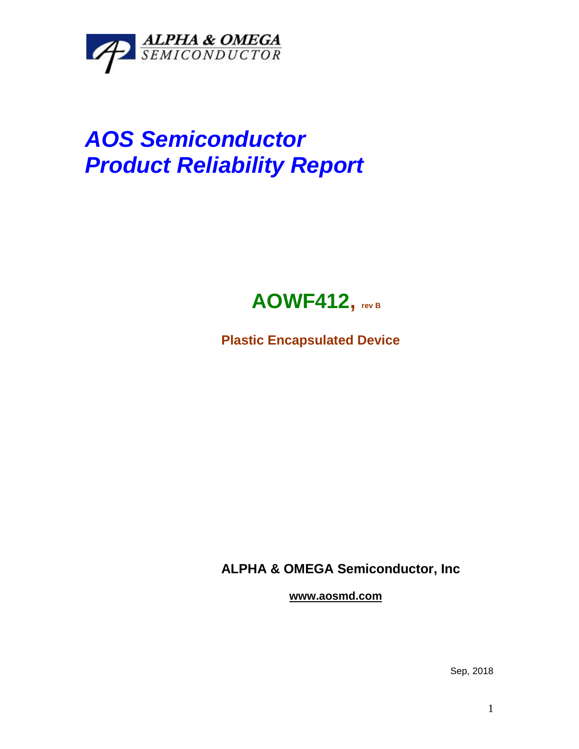ALPHA & OMEGA
SEMICONDUCTOR

# *AOS Semiconductor*
# *Product Reliability Report*

## AOWF412, rev B

**Plastic Encapsulated Device**

**ALPHA & OMEGA Semiconductor, Inc**

**www.aosmd.com**

Sep, 2018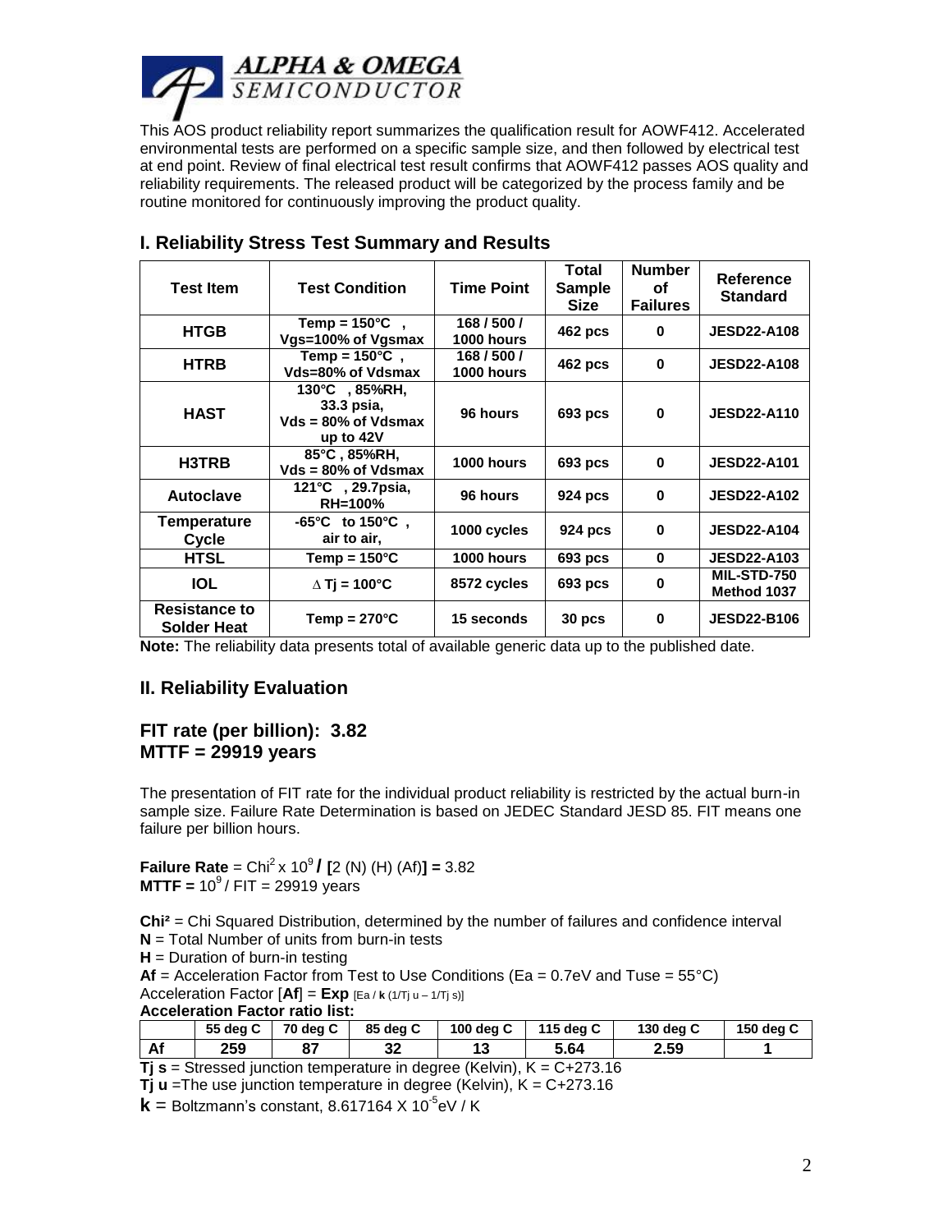ALPHA & OMEGA SEMICONDUCTOR

This AOS product reliability report summarizes the qualification result for AOWF412. Accelerated environmental tests are performed on a specific sample size, and then followed by electrical test at end point. Review of final electrical test result confirms that AOWF412 passes AOS quality and reliability requirements. The released product will be categorized by the process family and be routine monitored for continuously improving the product quality.

## I. Reliability Stress Test Summary and Results

| Test Item | Test Condition | Time Point | Total Sample Size | Number of Failures | Reference Standard |
|---|---|---|---|---|---|
| HTGB | Temp = 150°C , Vgs=100% of Vgsmax | 168 / 500 / 1000 hours | 462 pcs | 0 | JESD22-A108 |
| HTRB | Temp = 150°C , Vds=80% of Vdsmax | 168 / 500 / 1000 hours | 462 pcs | 0 | JESD22-A108 |
| HAST | 130°C , 85%RH, 33.3 psia, Vds = 80% of Vdsmax up to 42V | 96 hours | 693 pcs | 0 | JESD22-A110 |
| H3TRB | 85°C , 85%RH, Vds = 80% of Vdsmax | 1000 hours | 693 pcs | 0 | JESD22-A101 |
| Autoclave | 121°C , 29.7psia, RH=100% | 96 hours | 924 pcs | 0 | JESD22-A102 |
| Temperature Cycle | -65°C to 150°C , air to air, | 1000 cycles | 924 pcs | 0 | JESD22-A104 |
| HTSL | Temp = 150°C | 1000 hours | 693 pcs | 0 | JESD22-A103 |
| IOL | $\Delta$ Tj = 100°C | 8572 cycles | 693 pcs | 0 | MIL-STD-750 Method 1037 |
| Resistance to Solder Heat | Temp = 270°C | 15 seconds | 30 pcs | 0 | JESD22-B106 |

**Note:** The reliability data presents total of available generic data up to the published date.

## II. Reliability Evaluation

### FIT rate (per billion): 3.82
### MTTF = 29919 years

The presentation of FIT rate for the individual product reliability is restricted by the actual burn-in sample size. Failure Rate Determination is based on JEDEC Standard JESD 85. FIT means one failure per billion hours.

**Failure Rate** = $Chi^2 \times 10^9$ **/ [**2 (N) (H) (Af)**] =** 3.82
**MTTF =** $10^9$ / FIT = 29919 years

**Chi²** = Chi Squared Distribution, determined by the number of failures and confidence interval
**N** = Total Number of units from burn-in tests
**H** = Duration of burn-in testing
**Af** = Acceleration Factor from Test to Use Conditions (Ea = 0.7eV and Tuse = 55°C)
Acceleration Factor [**Af**] = **Exp** [Ea / **k** (1/Tj u – 1/Tj s)]
**Acceleration Factor ratio list:**

| | 55 deg C | 70 deg C | 85 deg C | 100 deg C | 115 deg C | 130 deg C | 150 deg C |
|---|---|---|---|---|---|---|---|
| Af | 259 | 87 | 32 | 13 | 5.64 | 2.59 | 1 |

**Tj s** = Stressed junction temperature in degree (Kelvin), K = C+273.16
**Tj u** =The use junction temperature in degree (Kelvin), K = C+273.16
**k** = Boltzmann's constant, 8.617164 X $10^{-5}$eV / K